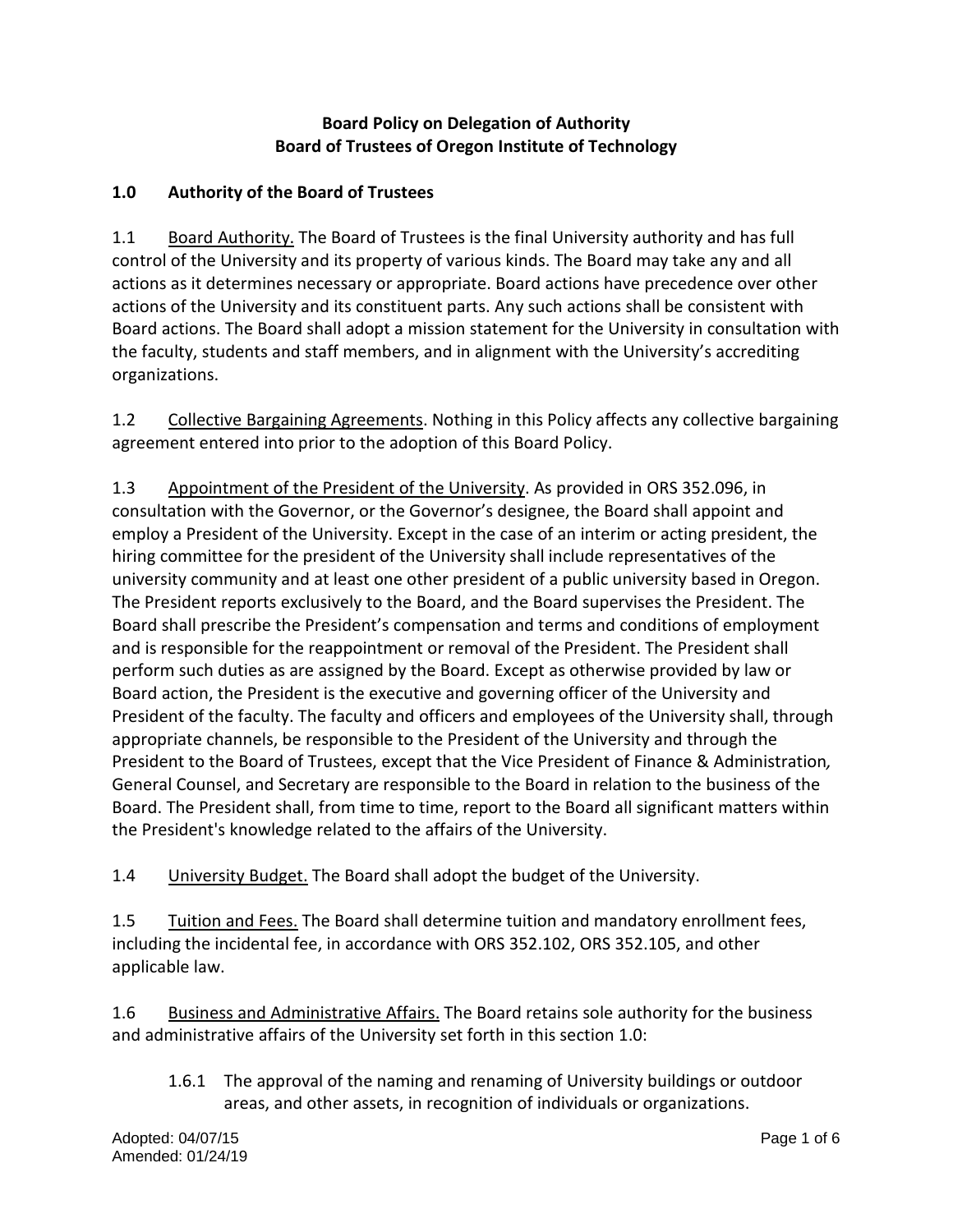**Board Policy on Delegation of Authority**
**Board of Trustees of Oregon Institute of Technology**

## 1.0 Authority of the Board of Trustees

1.1 Board Authority. The Board of Trustees is the final University authority and has full control of the University and its property of various kinds. The Board may take any and all actions as it determines necessary or appropriate. Board actions have precedence over other actions of the University and its constituent parts. Any such actions shall be consistent with Board actions. The Board shall adopt a mission statement for the University in consultation with the faculty, students and staff members, and in alignment with the University's accrediting organizations.

1.2 Collective Bargaining Agreements. Nothing in this Policy affects any collective bargaining agreement entered into prior to the adoption of this Board Policy.

1.3 Appointment of the President of the University. As provided in ORS 352.096, in consultation with the Governor, or the Governor's designee, the Board shall appoint and employ a President of the University. Except in the case of an interim or acting president, the hiring committee for the president of the University shall include representatives of the university community and at least one other president of a public university based in Oregon. The President reports exclusively to the Board, and the Board supervises the President. The Board shall prescribe the President's compensation and terms and conditions of employment and is responsible for the reappointment or removal of the President. The President shall perform such duties as are assigned by the Board. Except as otherwise provided by law or Board action, the President is the executive and governing officer of the University and President of the faculty. The faculty and officers and employees of the University shall, through appropriate channels, be responsible to the President of the University and through the President to the Board of Trustees, except that the Vice President of Finance & Administration, General Counsel, and Secretary are responsible to the Board in relation to the business of the Board. The President shall, from time to time, report to the Board all significant matters within the President's knowledge related to the affairs of the University.

1.4 University Budget. The Board shall adopt the budget of the University.

1.5 Tuition and Fees. The Board shall determine tuition and mandatory enrollment fees, including the incidental fee, in accordance with ORS 352.102, ORS 352.105, and other applicable law.

1.6 Business and Administrative Affairs. The Board retains sole authority for the business and administrative affairs of the University set forth in this section 1.0:

- 1.6.1 The approval of the naming and renaming of University buildings or outdoor areas, and other assets, in recognition of individuals or organizations.

Adopted: 04/07/15
Amended: 01/24/19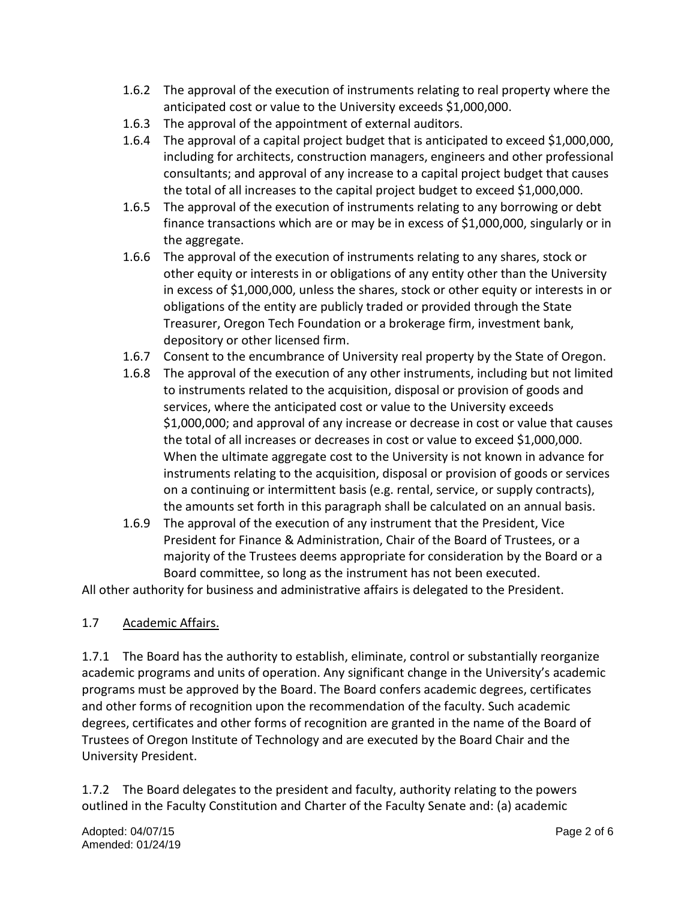1.6.2 The approval of the execution of instruments relating to real property where the anticipated cost or value to the University exceeds $1,000,000.

1.6.3 The approval of the appointment of external auditors.

1.6.4 The approval of a capital project budget that is anticipated to exceed $1,000,000, including for architects, construction managers, engineers and other professional consultants; and approval of any increase to a capital project budget that causes the total of all increases to the capital project budget to exceed $1,000,000.

1.6.5 The approval of the execution of instruments relating to any borrowing or debt finance transactions which are or may be in excess of $1,000,000, singularly or in the aggregate.

1.6.6 The approval of the execution of instruments relating to any shares, stock or other equity or interests in or obligations of any entity other than the University in excess of $1,000,000, unless the shares, stock or other equity or interests in or obligations of the entity are publicly traded or provided through the State Treasurer, Oregon Tech Foundation or a brokerage firm, investment bank, depository or other licensed firm.

1.6.7 Consent to the encumbrance of University real property by the State of Oregon.

1.6.8 The approval of the execution of any other instruments, including but not limited to instruments related to the acquisition, disposal or provision of goods and services, where the anticipated cost or value to the University exceeds $1,000,000; and approval of any increase or decrease in cost or value that causes the total of all increases or decreases in cost or value to exceed $1,000,000. When the ultimate aggregate cost to the University is not known in advance for instruments relating to the acquisition, disposal or provision of goods or services on a continuing or intermittent basis (e.g. rental, service, or supply contracts), the amounts set forth in this paragraph shall be calculated on an annual basis.

1.6.9 The approval of the execution of any instrument that the President, Vice President for Finance & Administration, Chair of the Board of Trustees, or a majority of the Trustees deems appropriate for consideration by the Board or a Board committee, so long as the instrument has not been executed.

All other authority for business and administrative affairs is delegated to the President.

1.7 Academic Affairs.

1.7.1 The Board has the authority to establish, eliminate, control or substantially reorganize academic programs and units of operation. Any significant change in the University's academic programs must be approved by the Board. The Board confers academic degrees, certificates and other forms of recognition upon the recommendation of the faculty. Such academic degrees, certificates and other forms of recognition are granted in the name of the Board of Trustees of Oregon Institute of Technology and are executed by the Board Chair and the University President.

1.7.2 The Board delegates to the president and faculty, authority relating to the powers outlined in the Faculty Constitution and Charter of the Faculty Senate and: (a) academic

Adopted: 04/07/15
Amended: 01/24/19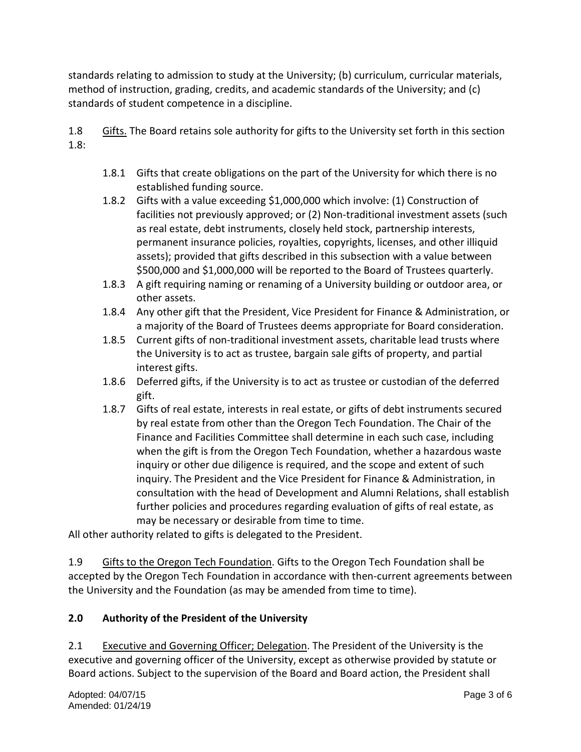standards relating to admission to study at the University; (b) curriculum, curricular materials, method of instruction, grading, credits, and academic standards of the University; and (c) standards of student competence in a discipline.

1.8 Gifts. The Board retains sole authority for gifts to the University set forth in this section 1.8:

- 1.8.1 Gifts that create obligations on the part of the University for which there is no established funding source.
- 1.8.2 Gifts with a value exceeding $1,000,000 which involve: (1) Construction of facilities not previously approved; or (2) Non-traditional investment assets (such as real estate, debt instruments, closely held stock, partnership interests, permanent insurance policies, royalties, copyrights, licenses, and other illiquid assets); provided that gifts described in this subsection with a value between $500,000 and $1,000,000 will be reported to the Board of Trustees quarterly.
- 1.8.3 A gift requiring naming or renaming of a University building or outdoor area, or other assets.
- 1.8.4 Any other gift that the President, Vice President for Finance & Administration, or a majority of the Board of Trustees deems appropriate for Board consideration.
- 1.8.5 Current gifts of non-traditional investment assets, charitable lead trusts where the University is to act as trustee, bargain sale gifts of property, and partial interest gifts.
- 1.8.6 Deferred gifts, if the University is to act as trustee or custodian of the deferred gift.
- 1.8.7 Gifts of real estate, interests in real estate, or gifts of debt instruments secured by real estate from other than the Oregon Tech Foundation. The Chair of the Finance and Facilities Committee shall determine in each such case, including when the gift is from the Oregon Tech Foundation, whether a hazardous waste inquiry or other due diligence is required, and the scope and extent of such inquiry. The President and the Vice President for Finance & Administration, in consultation with the head of Development and Alumni Relations, shall establish further policies and procedures regarding evaluation of gifts of real estate, as may be necessary or desirable from time to time.

All other authority related to gifts is delegated to the President.

1.9 Gifts to the Oregon Tech Foundation. Gifts to the Oregon Tech Foundation shall be accepted by the Oregon Tech Foundation in accordance with then-current agreements between the University and the Foundation (as may be amended from time to time).

## 2.0 Authority of the President of the University

2.1 Executive and Governing Officer; Delegation. The President of the University is the executive and governing officer of the University, except as otherwise provided by statute or Board actions. Subject to the supervision of the Board and Board action, the President shall

Adopted: 04/07/15
Amended: 01/24/19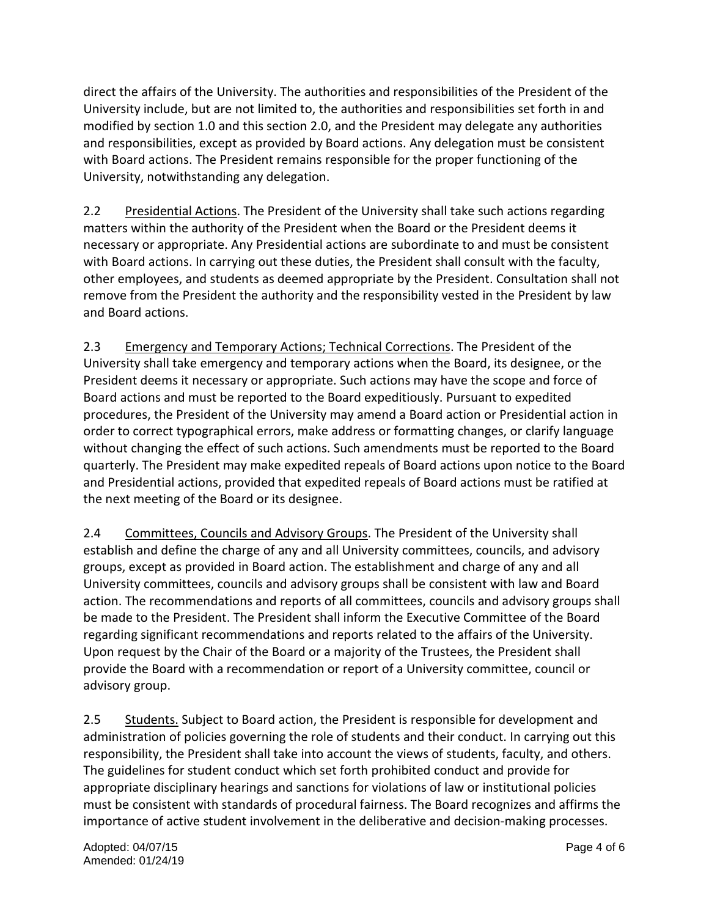direct the affairs of the University. The authorities and responsibilities of the President of the University include, but are not limited to, the authorities and responsibilities set forth in and modified by section 1.0 and this section 2.0, and the President may delegate any authorities and responsibilities, except as provided by Board actions. Any delegation must be consistent with Board actions. The President remains responsible for the proper functioning of the University, notwithstanding any delegation.

2.2 Presidential Actions. The President of the University shall take such actions regarding matters within the authority of the President when the Board or the President deems it necessary or appropriate. Any Presidential actions are subordinate to and must be consistent with Board actions. In carrying out these duties, the President shall consult with the faculty, other employees, and students as deemed appropriate by the President. Consultation shall not remove from the President the authority and the responsibility vested in the President by law and Board actions.

2.3 Emergency and Temporary Actions; Technical Corrections. The President of the University shall take emergency and temporary actions when the Board, its designee, or the President deems it necessary or appropriate. Such actions may have the scope and force of Board actions and must be reported to the Board expeditiously. Pursuant to expedited procedures, the President of the University may amend a Board action or Presidential action in order to correct typographical errors, make address or formatting changes, or clarify language without changing the effect of such actions. Such amendments must be reported to the Board quarterly. The President may make expedited repeals of Board actions upon notice to the Board and Presidential actions, provided that expedited repeals of Board actions must be ratified at the next meeting of the Board or its designee.

2.4 Committees, Councils and Advisory Groups. The President of the University shall establish and define the charge of any and all University committees, councils, and advisory groups, except as provided in Board action. The establishment and charge of any and all University committees, councils and advisory groups shall be consistent with law and Board action. The recommendations and reports of all committees, councils and advisory groups shall be made to the President. The President shall inform the Executive Committee of the Board regarding significant recommendations and reports related to the affairs of the University. Upon request by the Chair of the Board or a majority of the Trustees, the President shall provide the Board with a recommendation or report of a University committee, council or advisory group.

2.5 Students. Subject to Board action, the President is responsible for development and administration of policies governing the role of students and their conduct. In carrying out this responsibility, the President shall take into account the views of students, faculty, and others. The guidelines for student conduct which set forth prohibited conduct and provide for appropriate disciplinary hearings and sanctions for violations of law or institutional policies must be consistent with standards of procedural fairness. The Board recognizes and affirms the importance of active student involvement in the deliberative and decision-making processes.

Adopted: 04/07/15
Amended: 01/24/19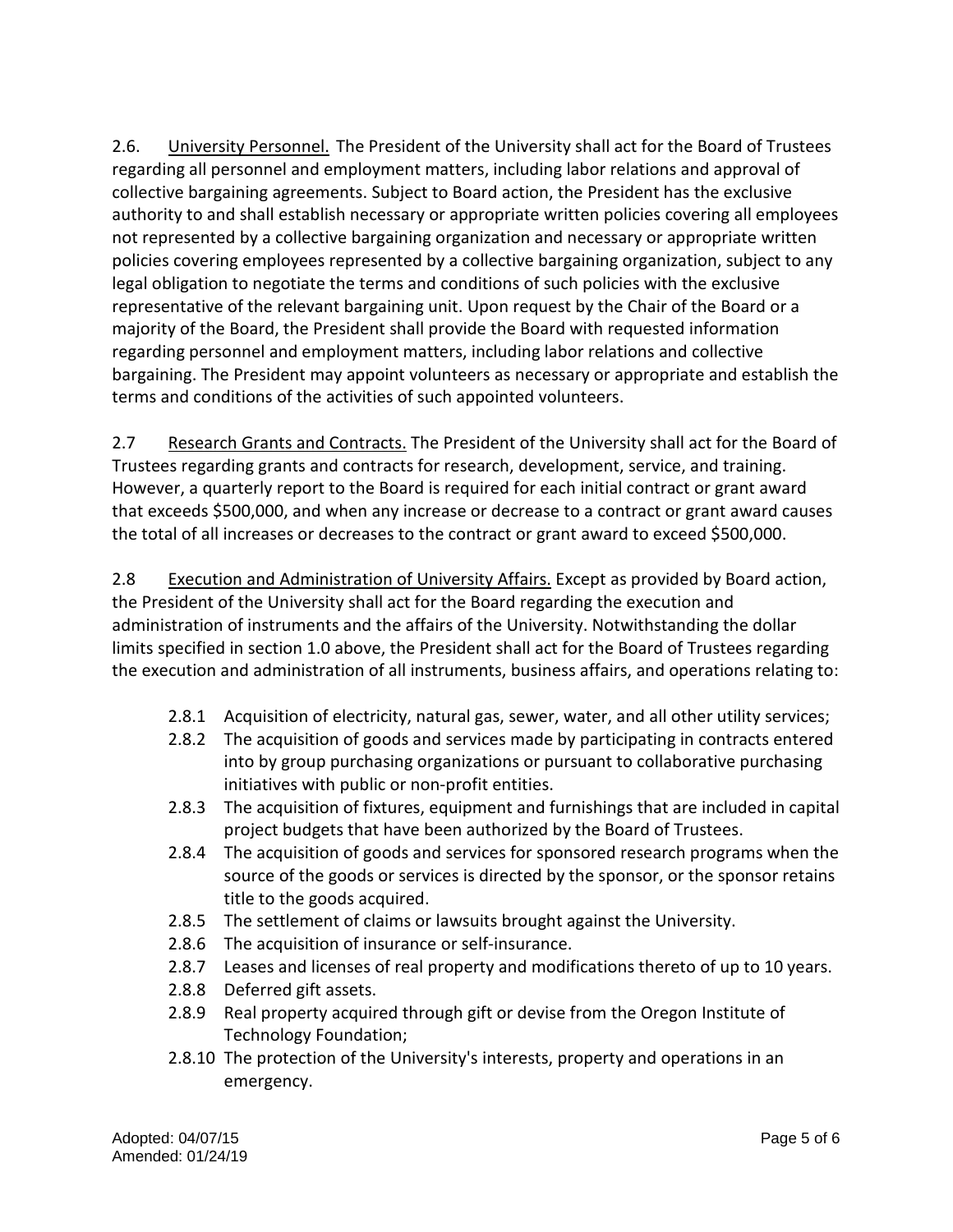2.6. <u>University Personnel.</u> The President of the University shall act for the Board of Trustees regarding all personnel and employment matters, including labor relations and approval of collective bargaining agreements. Subject to Board action, the President has the exclusive authority to and shall establish necessary or appropriate written policies covering all employees not represented by a collective bargaining organization and necessary or appropriate written policies covering employees represented by a collective bargaining organization, subject to any legal obligation to negotiate the terms and conditions of such policies with the exclusive representative of the relevant bargaining unit. Upon request by the Chair of the Board or a majority of the Board, the President shall provide the Board with requested information regarding personnel and employment matters, including labor relations and collective bargaining. The President may appoint volunteers as necessary or appropriate and establish the terms and conditions of the activities of such appointed volunteers.

2.7 <u>Research Grants and Contracts.</u> The President of the University shall act for the Board of Trustees regarding grants and contracts for research, development, service, and training. However, a quarterly report to the Board is required for each initial contract or grant award that exceeds $500,000, and when any increase or decrease to a contract or grant award causes the total of all increases or decreases to the contract or grant award to exceed $500,000.

2.8 <u>Execution and Administration of University Affairs.</u> Except as provided by Board action, the President of the University shall act for the Board regarding the execution and administration of instruments and the affairs of the University. Notwithstanding the dollar limits specified in section 1.0 above, the President shall act for the Board of Trustees regarding the execution and administration of all instruments, business affairs, and operations relating to:

- 2.8.1 Acquisition of electricity, natural gas, sewer, water, and all other utility services;
- 2.8.2 The acquisition of goods and services made by participating in contracts entered into by group purchasing organizations or pursuant to collaborative purchasing initiatives with public or non-profit entities.
- 2.8.3 The acquisition of fixtures, equipment and furnishings that are included in capital project budgets that have been authorized by the Board of Trustees.
- 2.8.4 The acquisition of goods and services for sponsored research programs when the source of the goods or services is directed by the sponsor, or the sponsor retains title to the goods acquired.
- 2.8.5 The settlement of claims or lawsuits brought against the University.
- 2.8.6 The acquisition of insurance or self-insurance.
- 2.8.7 Leases and licenses of real property and modifications thereto of up to 10 years.
- 2.8.8 Deferred gift assets.
- 2.8.9 Real property acquired through gift or devise from the Oregon Institute of Technology Foundation;
- 2.8.10 The protection of the University's interests, property and operations in an emergency.

Adopted: 04/07/15
Amended: 01/24/19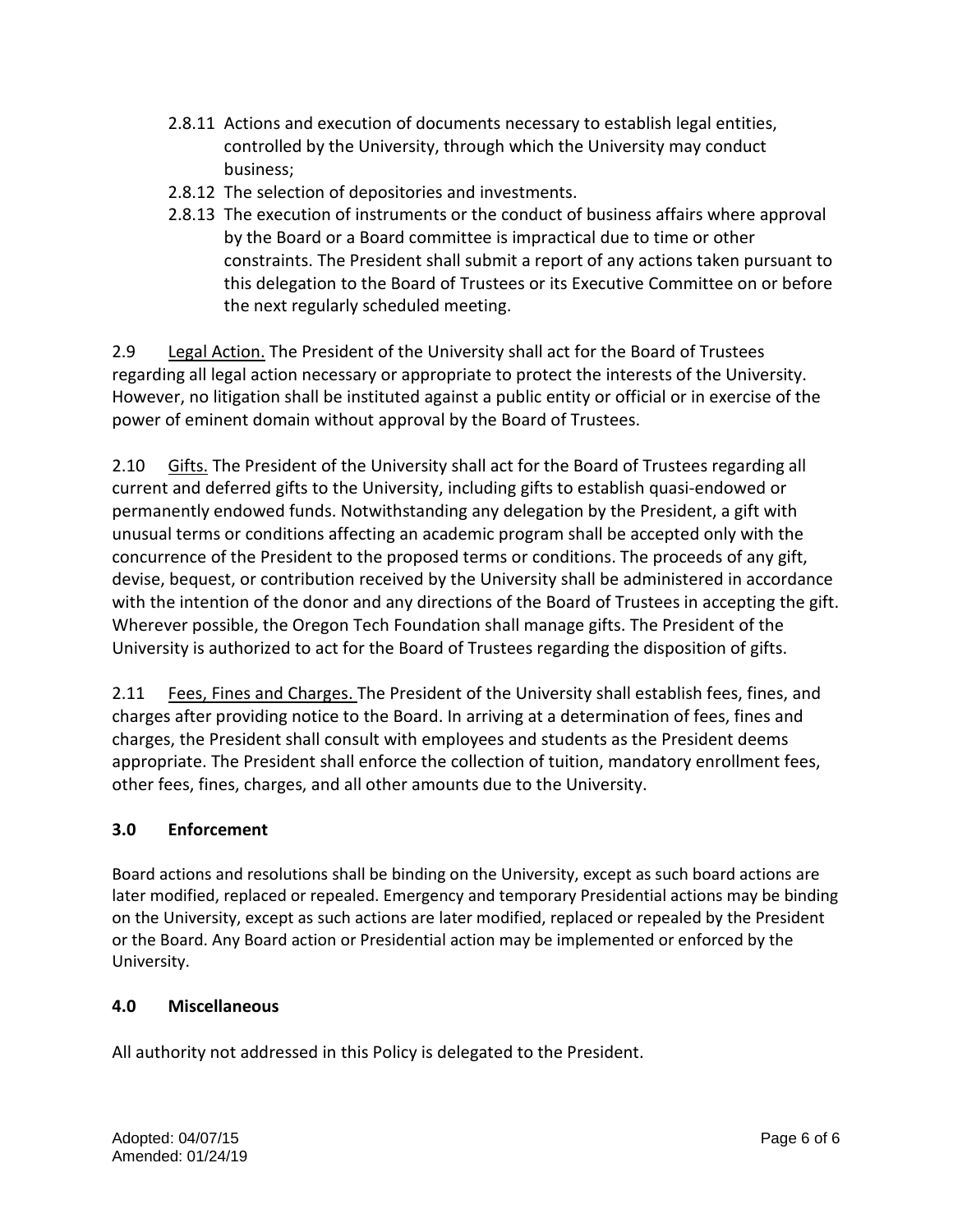2.8.11 Actions and execution of documents necessary to establish legal entities, controlled by the University, through which the University may conduct business;

2.8.12 The selection of depositories and investments.

2.8.13 The execution of instruments or the conduct of business affairs where approval by the Board or a Board committee is impractical due to time or other constraints. The President shall submit a report of any actions taken pursuant to this delegation to the Board of Trustees or its Executive Committee on or before the next regularly scheduled meeting.

2.9 Legal Action. The President of the University shall act for the Board of Trustees regarding all legal action necessary or appropriate to protect the interests of the University. However, no litigation shall be instituted against a public entity or official or in exercise of the power of eminent domain without approval by the Board of Trustees.

2.10 Gifts. The President of the University shall act for the Board of Trustees regarding all current and deferred gifts to the University, including gifts to establish quasi-endowed or permanently endowed funds. Notwithstanding any delegation by the President, a gift with unusual terms or conditions affecting an academic program shall be accepted only with the concurrence of the President to the proposed terms or conditions. The proceeds of any gift, devise, bequest, or contribution received by the University shall be administered in accordance with the intention of the donor and any directions of the Board of Trustees in accepting the gift. Wherever possible, the Oregon Tech Foundation shall manage gifts. The President of the University is authorized to act for the Board of Trustees regarding the disposition of gifts.

2.11 Fees, Fines and Charges. The President of the University shall establish fees, fines, and charges after providing notice to the Board. In arriving at a determination of fees, fines and charges, the President shall consult with employees and students as the President deems appropriate. The President shall enforce the collection of tuition, mandatory enrollment fees, other fees, fines, charges, and all other amounts due to the University.

## 3.0 Enforcement

Board actions and resolutions shall be binding on the University, except as such board actions are later modified, replaced or repealed. Emergency and temporary Presidential actions may be binding on the University, except as such actions are later modified, replaced or repealed by the President or the Board. Any Board action or Presidential action may be implemented or enforced by the University.

## 4.0 Miscellaneous

All authority not addressed in this Policy is delegated to the President.

Adopted: 04/07/15
Amended: 01/24/19